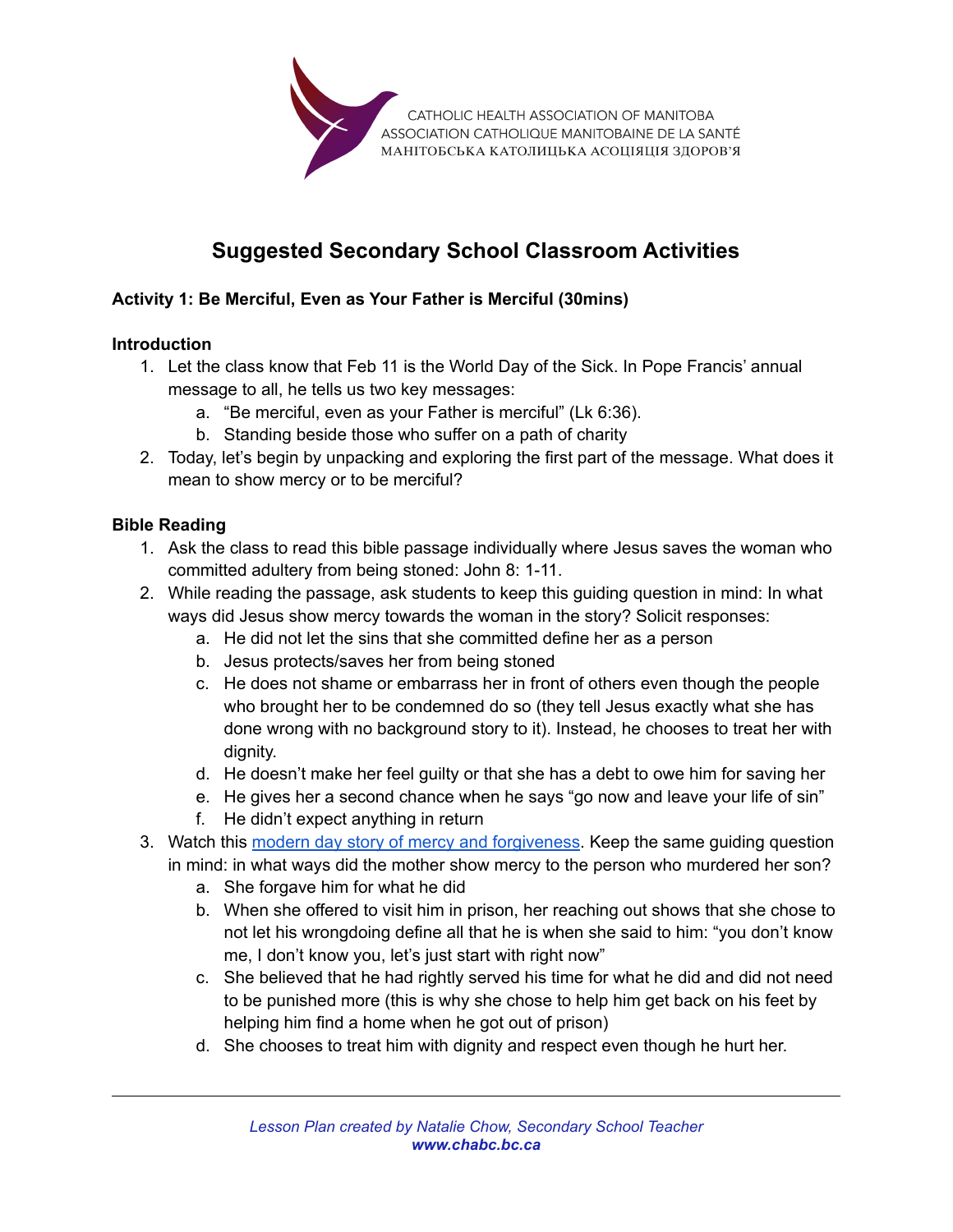CATHOLIC HEALTH ASSOCIATION OF MANITOBA
ASSOCIATION CATHOLIQUE MANITOBAINE DE LA SANTÉ
МАНІТОБСЬКА КАТОЛИЦЬКА АСОЦІЯЦІЯ ЗДОРОВ'Я

# Suggested Secondary School Classroom Activities

### Activity 1: Be Merciful, Even as Your Father is Merciful (30mins)

**Introduction**

1. Let the class know that Feb 11 is the World Day of the Sick. In Pope Francis' annual message to all, he tells us two key messages:
   a. "Be merciful, even as your Father is merciful" (Lk 6:36).
   b. Standing beside those who suffer on a path of charity
2. Today, let's begin by unpacking and exploring the first part of the message. What does it mean to show mercy or to be merciful?

**Bible Reading**

1. Ask the class to read this bible passage individually where Jesus saves the woman who committed adultery from being stoned: John 8: 1-11.
2. While reading the passage, ask students to keep this guiding question in mind: In what ways did Jesus show mercy towards the woman in the story? Solicit responses:
   a. He did not let the sins that she committed define her as a person
   b. Jesus protects/saves her from being stoned
   c. He does not shame or embarrass her in front of others even though the people who brought her to be condemned do so (they tell Jesus exactly what she has done wrong with no background story to it). Instead, he chooses to treat her with dignity.
   d. He doesn't make her feel guilty or that she has a debt to owe him for saving her
   e. He gives her a second chance when he says "go now and leave your life of sin"
   f. He didn't expect anything in return
3. Watch this modern day story of mercy and forgiveness. Keep the same guiding question in mind: in what ways did the mother show mercy to the person who murdered her son?
   a. She forgave him for what he did
   b. When she offered to visit him in prison, her reaching out shows that she chose to not let his wrongdoing define all that he is when she said to him: "you don't know me, I don't know you, let's just start with right now"
   c. She believed that he had rightly served his time for what he did and did not need to be punished more (this is why she chose to help him get back on his feet by helping him find a home when he got out of prison)
   d. She chooses to treat him with dignity and respect even though he hurt her.

*Lesson Plan created by Natalie Chow, Secondary School Teacher*
***www.chabc.bc.ca***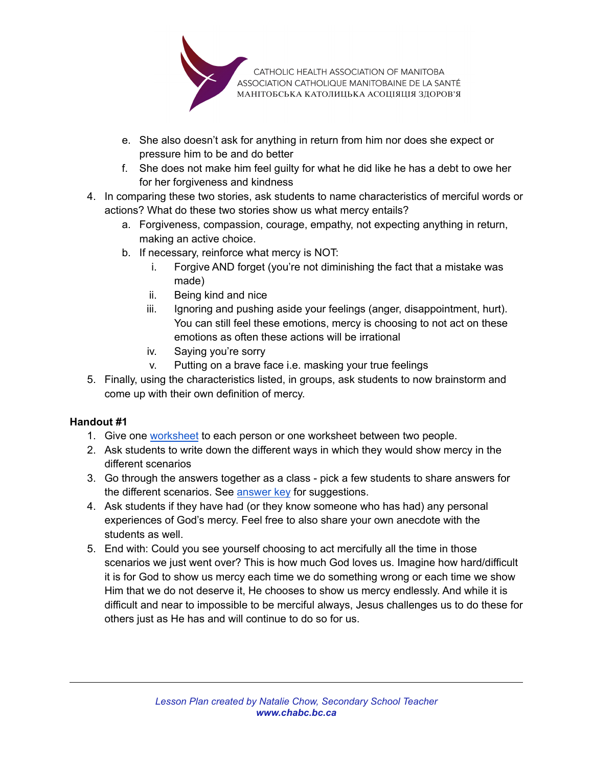e. She also doesn't ask for anything in return from him nor does she expect or pressure him to be and do better
   f. She does not make him feel guilty for what he did like he has a debt to owe her for her forgiveness and kindness
4. In comparing these two stories, ask students to name characteristics of merciful words or actions? What do these two stories show us what mercy entails?
   a. Forgiveness, compassion, courage, empathy, not expecting anything in return, making an active choice.
   b. If necessary, reinforce what mercy is NOT:
      i. Forgive AND forget (you're not diminishing the fact that a mistake was made)
      ii. Being kind and nice
      iii. Ignoring and pushing aside your feelings (anger, disappointment, hurt). You can still feel these emotions, mercy is choosing to not act on these emotions as often these actions will be irrational
      iv. Saying you're sorry
      v. Putting on a brave face i.e. masking your true feelings
5. Finally, using the characteristics listed, in groups, ask students to now brainstorm and come up with their own definition of mercy.

**Handout #1**

1. Give one worksheet to each person or one worksheet between two people.
2. Ask students to write down the different ways in which they would show mercy in the different scenarios
3. Go through the answers together as a class - pick a few students to share answers for the different scenarios. See answer key for suggestions.
4. Ask students if they have had (or they know someone who has had) any personal experiences of God's mercy. Feel free to also share your own anecdote with the students as well.
5. End with: Could you see yourself choosing to act mercifully all the time in those scenarios we just went over? This is how much God loves us. Imagine how hard/difficult it is for God to show us mercy each time we do something wrong or each time we show Him that we do not deserve it, He chooses to show us mercy endlessly. And while it is difficult and near to impossible to be merciful always, Jesus challenges us to do these for others just as He has and will continue to do so for us.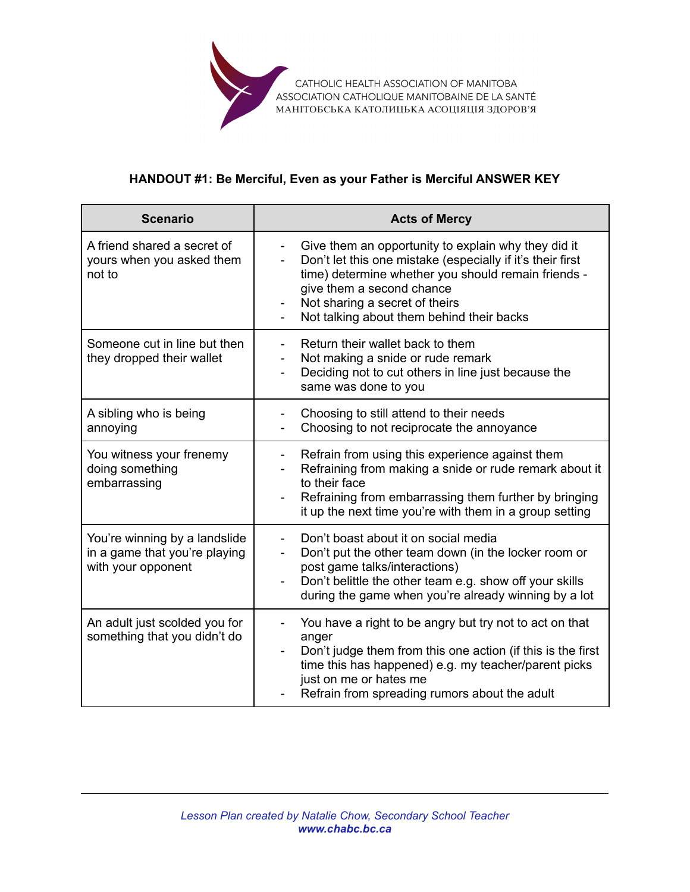CATHOLIC HEALTH ASSOCIATION OF MANITOBA
ASSOCIATION CATHOLIQUE MANITOBAINE DE LA SANTÉ
МАНІТОБСЬКА КАТОЛИЦЬКА АСОЦІЯЦІЯ ЗДОРОВ'Я

**HANDOUT #1: Be Merciful, Even as your Father is Merciful ANSWER KEY**

| Scenario | Acts of Mercy |
|---|---|
| A friend shared a secret of yours when you asked them not to | - Give them an opportunity to explain why they did it<br>- Don't let this one mistake (especially if it's their first time) determine whether you should remain friends - give them a second chance<br>- Not sharing a secret of theirs<br>- Not talking about them behind their backs |
| Someone cut in line but then they dropped their wallet | - Return their wallet back to them<br>- Not making a snide or rude remark<br>- Deciding not to cut others in line just because the same was done to you |
| A sibling who is being annoying | - Choosing to still attend to their needs<br>- Choosing to not reciprocate the annoyance |
| You witness your frenemy doing something embarrassing | - Refrain from using this experience against them<br>- Refraining from making a snide or rude remark about it to their face<br>- Refraining from embarrassing them further by bringing it up the next time you're with them in a group setting |
| You're winning by a landslide in a game that you're playing with your opponent | - Don't boast about it on social media<br>- Don't put the other team down (in the locker room or post game talks/interactions)<br>- Don't belittle the other team e.g. show off your skills during the game when you're already winning by a lot |
| An adult just scolded you for something that you didn't do | - You have a right to be angry but try not to act on that anger<br>- Don't judge them from this one action (if this is the first time this has happened) e.g. my teacher/parent picks just on me or hates me<br>- Refrain from spreading rumors about the adult |

*Lesson Plan created by Natalie Chow, Secondary School Teacher*
***www.chabc.bc.ca***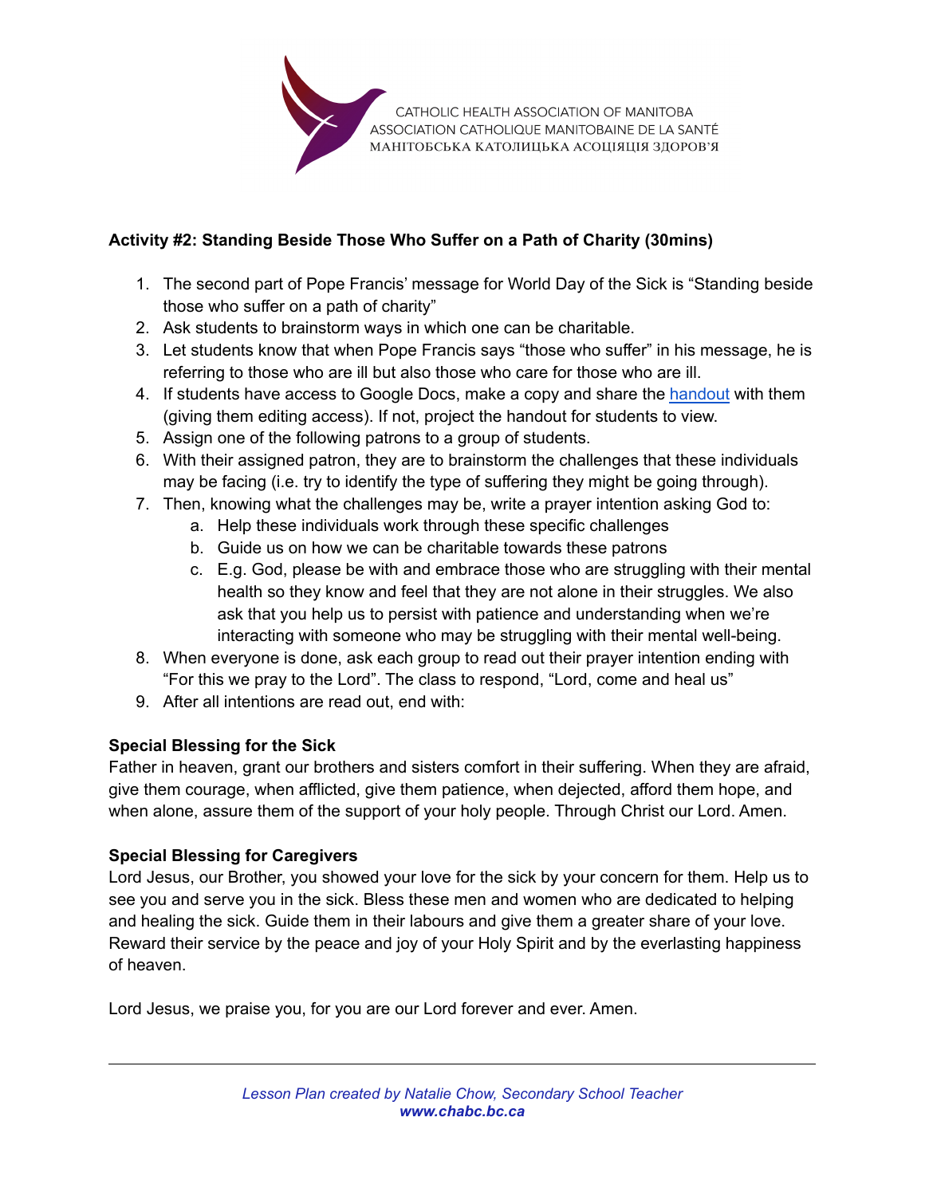CATHOLIC HEALTH ASSOCIATION OF MANITOBA
ASSOCIATION CATHOLIQUE MANITOBAINE DE LA SANTÉ
МАНІТОБСЬКА КАТОЛИЦЬКА АСОЦІЯЦІЯ ЗДОРОВ'Я

**Activity #2: Standing Beside Those Who Suffer on a Path of Charity (30mins)**

1. The second part of Pope Francis' message for World Day of the Sick is "Standing beside those who suffer on a path of charity"
2. Ask students to brainstorm ways in which one can be charitable.
3. Let students know that when Pope Francis says "those who suffer" in his message, he is referring to those who are ill but also those who care for those who are ill.
4. If students have access to Google Docs, make a copy and share the handout with them (giving them editing access). If not, project the handout for students to view.
5. Assign one of the following patrons to a group of students.
6. With their assigned patron, they are to brainstorm the challenges that these individuals may be facing (i.e. try to identify the type of suffering they might be going through).
7. Then, knowing what the challenges may be, write a prayer intention asking God to:
    a. Help these individuals work through these specific challenges
    b. Guide us on how we can be charitable towards these patrons
    c. E.g. God, please be with and embrace those who are struggling with their mental health so they know and feel that they are not alone in their struggles. We also ask that you help us to persist with patience and understanding when we're interacting with someone who may be struggling with their mental well-being.
8. When everyone is done, ask each group to read out their prayer intention ending with "For this we pray to the Lord". The class to respond, "Lord, come and heal us"
9. After all intentions are read out, end with:

**Special Blessing for the Sick**
Father in heaven, grant our brothers and sisters comfort in their suffering. When they are afraid, give them courage, when afflicted, give them patience, when dejected, afford them hope, and when alone, assure them of the support of your holy people. Through Christ our Lord. Amen.

**Special Blessing for Caregivers**
Lord Jesus, our Brother, you showed your love for the sick by your concern for them. Help us to see you and serve you in the sick. Bless these men and women who are dedicated to helping and healing the sick. Guide them in their labours and give them a greater share of your love. Reward their service by the peace and joy of your Holy Spirit and by the everlasting happiness of heaven.

Lord Jesus, we praise you, for you are our Lord forever and ever. Amen.

---

*Lesson Plan created by Natalie Chow, Secondary School Teacher*
***www.chabc.bc.ca***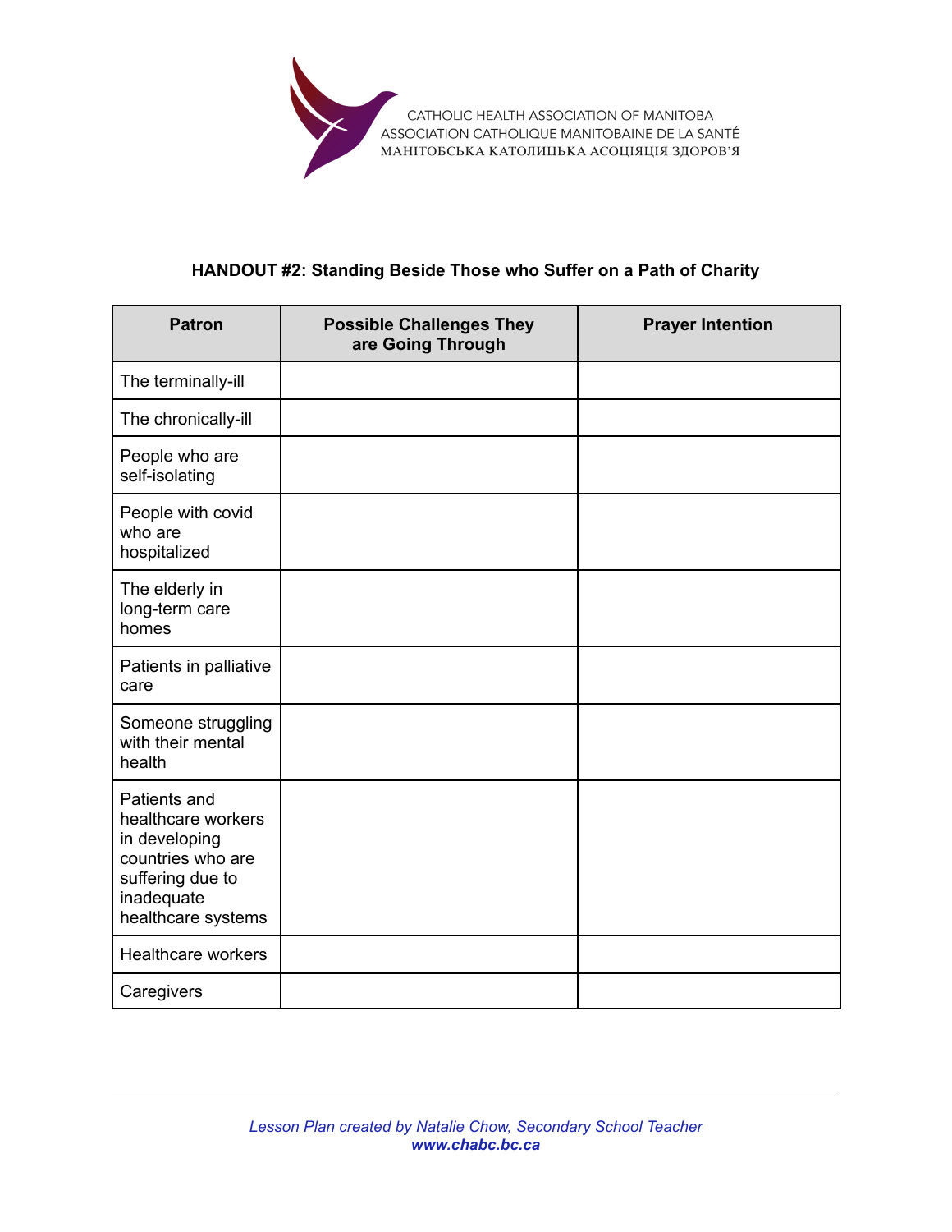CATHOLIC HEALTH ASSOCIATION OF MANITOBA
ASSOCIATION CATHOLIQUE MANITOBAINE DE LA SANTÉ
МАНІТОБСЬКА КАТОЛИЦЬКА АСОЦІЯЦІЯ ЗДОРОВ'Я

**HANDOUT #2: Standing Beside Those who Suffer on a Path of Charity**

| Patron | Possible Challenges They are Going Through | Prayer Intention |
|---|---|---|
| The terminally-ill | | |
| The chronically-ill | | |
| People who are self-isolating | | |
| People with covid who are hospitalized | | |
| The elderly in long-term care homes | | |
| Patients in palliative care | | |
| Someone struggling with their mental health | | |
| Patients and healthcare workers in developing countries who are suffering due to inadequate healthcare systems | | |
| Healthcare workers | | |
| Caregivers | | |

*Lesson Plan created by Natalie Chow, Secondary School Teacher*
***www.chabc.bc.ca***